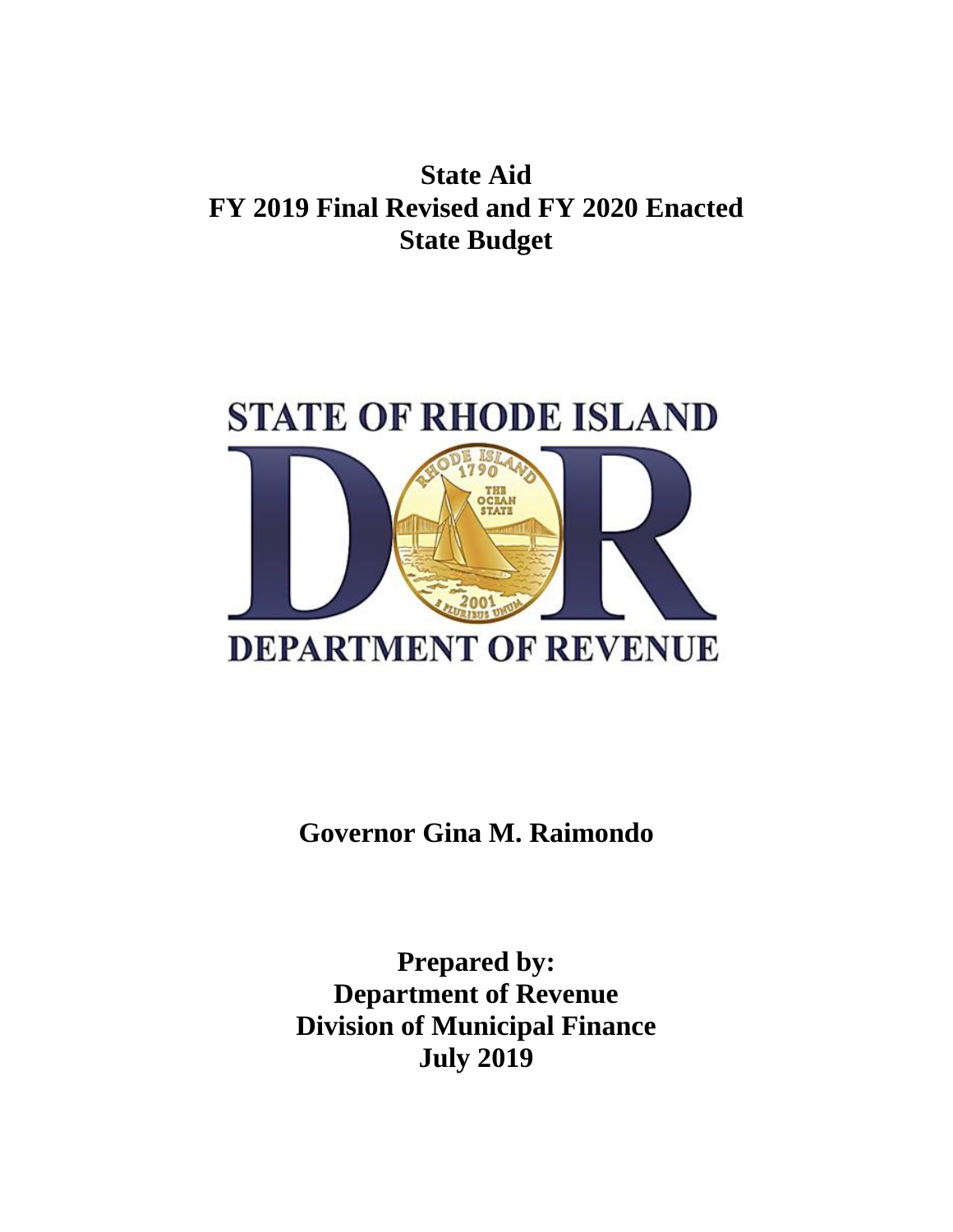# State Aid
# FY 2019 Final Revised and FY 2020 Enacted State Budget

STATE OF RHODE ISLAND

DEPARTMENT OF REVENUE

**Governor Gina M. Raimondo**

**Prepared by:**
**Department of Revenue**
**Division of Municipal Finance**
**July 2019**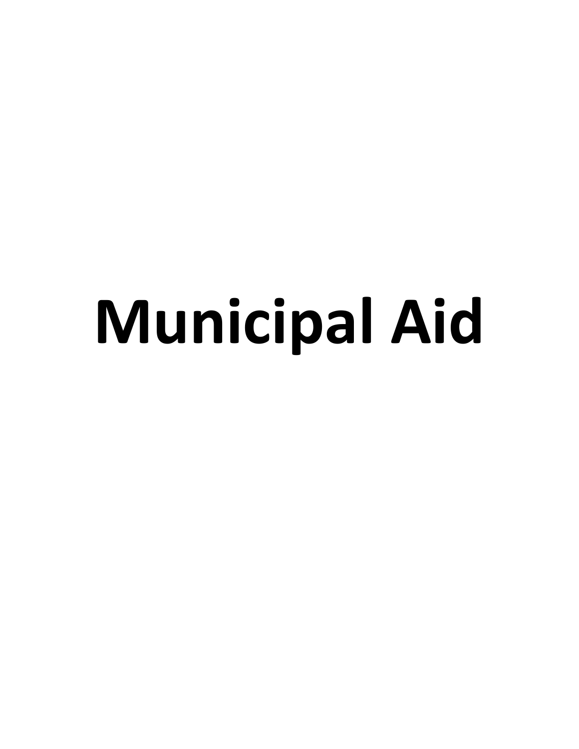# Municipal Aid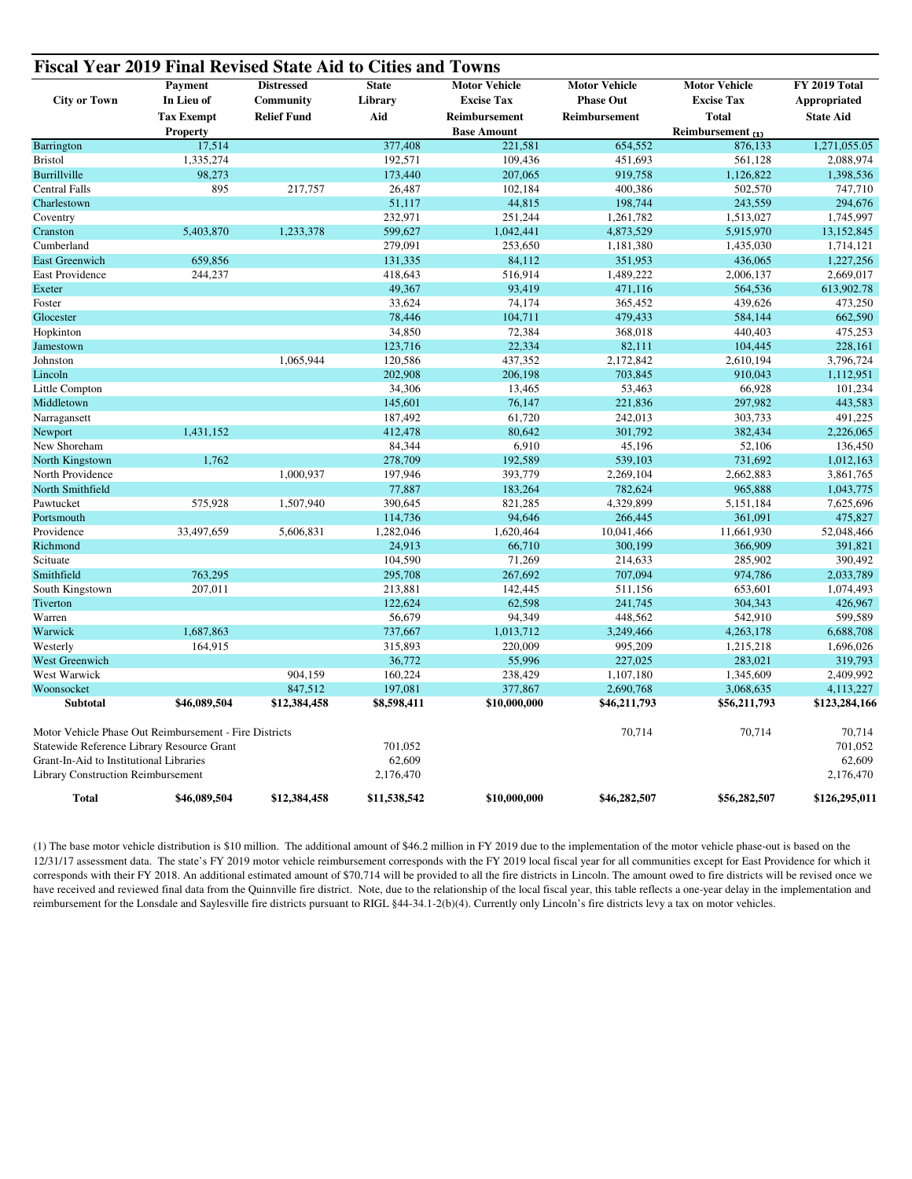## Fiscal Year 2019 Final Revised State Aid to Cities and Towns

| City or Town | Payment In Lieu of Tax Exempt Property | Distressed Community Relief Fund | State Library Aid | Motor Vehicle Excise Tax Reimbursement Base Amount | Motor Vehicle Phase Out Reimbursement | Motor Vehicle Excise Tax Total Reimbursement (1) | FY 2019 Total Appropriated State Aid |
|---|---|---|---|---|---|---|---|
| Barrington | 17,514 | | 377,408 | 221,581 | 654,552 | 876,133 | 1,271,055.05 |
| Bristol | 1,335,274 | | 192,571 | 109,436 | 451,693 | 561,128 | 2,088,974 |
| Burrillville | 98,273 | | 173,440 | 207,065 | 919,758 | 1,126,822 | 1,398,536 |
| Central Falls | 895 | 217,757 | 26,487 | 102,184 | 400,386 | 502,570 | 747,710 |
| Charlestown | | | 51,117 | 44,815 | 198,744 | 243,559 | 294,676 |
| Coventry | | | 232,971 | 251,244 | 1,261,782 | 1,513,027 | 1,745,997 |
| Cranston | 5,403,870 | 1,233,378 | 599,627 | 1,042,441 | 4,873,529 | 5,915,970 | 13,152,845 |
| Cumberland | | | 279,091 | 253,650 | 1,181,380 | 1,435,030 | 1,714,121 |
| East Greenwich | 659,856 | | 131,335 | 84,112 | 351,953 | 436,065 | 1,227,256 |
| East Providence | 244,237 | | 418,643 | 516,914 | 1,489,222 | 2,006,137 | 2,669,017 |
| Exeter | | | 49,367 | 93,419 | 471,116 | 564,536 | 613,902.78 |
| Foster | | | 33,624 | 74,174 | 365,452 | 439,626 | 473,250 |
| Glocester | | | 78,446 | 104,711 | 479,433 | 584,144 | 662,590 |
| Hopkinton | | | 34,850 | 72,384 | 368,018 | 440,403 | 475,253 |
| Jamestown | | | 123,716 | 22,334 | 82,111 | 104,445 | 228,161 |
| Johnston | | 1,065,944 | 120,586 | 437,352 | 2,172,842 | 2,610,194 | 3,796,724 |
| Lincoln | | | 202,908 | 206,198 | 703,845 | 910,043 | 1,112,951 |
| Little Compton | | | 34,306 | 13,465 | 53,463 | 66,928 | 101,234 |
| Middletown | | | 145,601 | 76,147 | 221,836 | 297,982 | 443,583 |
| Narragansett | | | 187,492 | 61,720 | 242,013 | 303,733 | 491,225 |
| Newport | 1,431,152 | | 412,478 | 80,642 | 301,792 | 382,434 | 2,226,065 |
| New Shoreham | | | 84,344 | 6,910 | 45,196 | 52,106 | 136,450 |
| North Kingstown | 1,762 | | 278,709 | 192,589 | 539,103 | 731,692 | 1,012,163 |
| North Providence | | 1,000,937 | 197,946 | 393,779 | 2,269,104 | 2,662,883 | 3,861,765 |
| North Smithfield | | | 77,887 | 183,264 | 782,624 | 965,888 | 1,043,775 |
| Pawtucket | 575,928 | 1,507,940 | 390,645 | 821,285 | 4,329,899 | 5,151,184 | 7,625,696 |
| Portsmouth | | | 114,736 | 94,646 | 266,445 | 361,091 | 475,827 |
| Providence | 33,497,659 | 5,606,831 | 1,282,046 | 1,620,464 | 10,041,466 | 11,661,930 | 52,048,466 |
| Richmond | | | 24,913 | 66,710 | 300,199 | 366,909 | 391,821 |
| Scituate | | | 104,590 | 71,269 | 214,633 | 285,902 | 390,492 |
| Smithfield | 763,295 | | 295,708 | 267,692 | 707,094 | 974,786 | 2,033,789 |
| South Kingstown | 207,011 | | 213,881 | 142,445 | 511,156 | 653,601 | 1,074,493 |
| Tiverton | | | 122,624 | 62,598 | 241,745 | 304,343 | 426,967 |
| Warren | | | 56,679 | 94,349 | 448,562 | 542,910 | 599,589 |
| Warwick | 1,687,863 | | 737,667 | 1,013,712 | 3,249,466 | 4,263,178 | 6,688,708 |
| Westerly | 164,915 | | 315,893 | 220,009 | 995,209 | 1,215,218 | 1,696,026 |
| West Greenwich | | | 36,772 | 55,996 | 227,025 | 283,021 | 319,793 |
| West Warwick | | 904,159 | 160,224 | 238,429 | 1,107,180 | 1,345,609 | 2,409,992 |
| Woonsocket | | 847,512 | 197,081 | 377,867 | 2,690,768 | 3,068,635 | 4,113,227 |
| **Subtotal** | **$46,089,504** | **$12,384,458** | **$8,598,411** | **$10,000,000** | **$46,211,793** | **$56,211,793** | **$123,284,166** |
| Motor Vehicle Phase Out Reimbursement - Fire Districts | | | | | 70,714 | 70,714 | 70,714 |
| Statewide Reference Library Resource Grant | | | 701,052 | | | | 701,052 |
| Grant-In-Aid to Institutional Libraries | | | 62,609 | | | | 62,609 |
| Library Construction Reimbursement | | | 2,176,470 | | | | 2,176,470 |
| **Total** | **$46,089,504** | **$12,384,458** | **$11,538,542** | **$10,000,000** | **$46,282,507** | **$56,282,507** | **$126,295,011** |

(1) The base motor vehicle distribution is $10 million. The additional amount of $46.2 million in FY 2019 due to the implementation of the motor vehicle phase-out is based on the 12/31/17 assessment data. The state's FY 2019 motor vehicle reimbursement corresponds with the FY 2019 local fiscal year for all communities except for East Providence for which it corresponds with their FY 2018. An additional estimated amount of $70,714 will be provided to all the fire districts in Lincoln. The amount owed to fire districts will be revised once we have received and reviewed final data from the Quinnville fire district. Note, due to the relationship of the local fiscal year, this table reflects a one-year delay in the implementation and reimbursement for the Lonsdale and Saylesville fire districts pursuant to RIGL §44-34.1-2(b)(4). Currently only Lincoln's fire districts levy a tax on motor vehicles.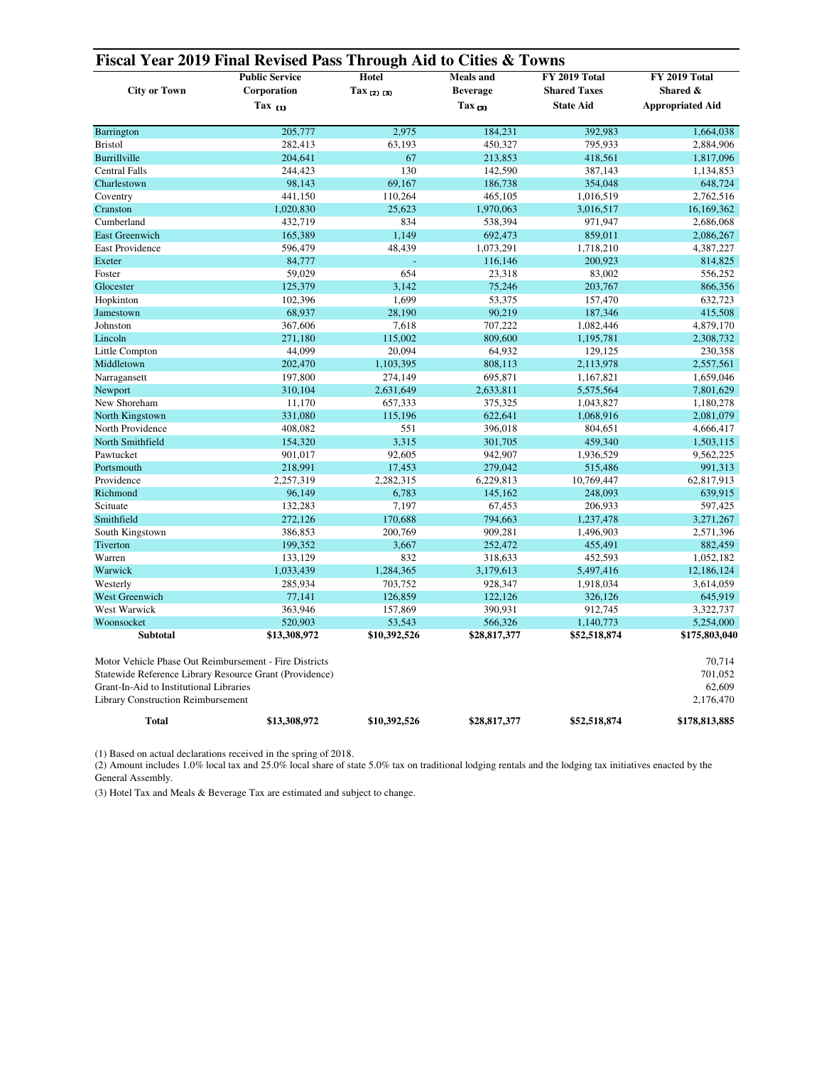# Fiscal Year 2019 Final Revised Pass Through Aid to Cities & Towns

| City or Town | Public Service Corporation Tax (1) | Hotel Tax (2) (3) | Meals and Beverage Tax (3) | FY 2019 Total Shared Taxes State Aid | FY 2019 Total Shared & Appropriated Aid |
|---|---|---|---|---|---|
| Barrington | 205,777 | 2,975 | 184,231 | 392,983 | 1,664,038 |
| Bristol | 282,413 | 63,193 | 450,327 | 795,933 | 2,884,906 |
| Burrillville | 204,641 | 67 | 213,853 | 418,561 | 1,817,096 |
| Central Falls | 244,423 | 130 | 142,590 | 387,143 | 1,134,853 |
| Charlestown | 98,143 | 69,167 | 186,738 | 354,048 | 648,724 |
| Coventry | 441,150 | 110,264 | 465,105 | 1,016,519 | 2,762,516 |
| Cranston | 1,020,830 | 25,623 | 1,970,063 | 3,016,517 | 16,169,362 |
| Cumberland | 432,719 | 834 | 538,394 | 971,947 | 2,686,068 |
| East Greenwich | 165,389 | 1,149 | 692,473 | 859,011 | 2,086,267 |
| East Providence | 596,479 | 48,439 | 1,073,291 | 1,718,210 | 4,387,227 |
| Exeter | 84,777 | - | 116,146 | 200,923 | 814,825 |
| Foster | 59,029 | 654 | 23,318 | 83,002 | 556,252 |
| Glocester | 125,379 | 3,142 | 75,246 | 203,767 | 866,356 |
| Hopkinton | 102,396 | 1,699 | 53,375 | 157,470 | 632,723 |
| Jamestown | 68,937 | 28,190 | 90,219 | 187,346 | 415,508 |
| Johnston | 367,606 | 7,618 | 707,222 | 1,082,446 | 4,879,170 |
| Lincoln | 271,180 | 115,002 | 809,600 | 1,195,781 | 2,308,732 |
| Little Compton | 44,099 | 20,094 | 64,932 | 129,125 | 230,358 |
| Middletown | 202,470 | 1,103,395 | 808,113 | 2,113,978 | 2,557,561 |
| Narragansett | 197,800 | 274,149 | 695,871 | 1,167,821 | 1,659,046 |
| Newport | 310,104 | 2,631,649 | 2,633,811 | 5,575,564 | 7,801,629 |
| New Shoreham | 11,170 | 657,333 | 375,325 | 1,043,827 | 1,180,278 |
| North Kingstown | 331,080 | 115,196 | 622,641 | 1,068,916 | 2,081,079 |
| North Providence | 408,082 | 551 | 396,018 | 804,651 | 4,666,417 |
| North Smithfield | 154,320 | 3,315 | 301,705 | 459,340 | 1,503,115 |
| Pawtucket | 901,017 | 92,605 | 942,907 | 1,936,529 | 9,562,225 |
| Portsmouth | 218,991 | 17,453 | 279,042 | 515,486 | 991,313 |
| Providence | 2,257,319 | 2,282,315 | 6,229,813 | 10,769,447 | 62,817,913 |
| Richmond | 96,149 | 6,783 | 145,162 | 248,093 | 639,915 |
| Scituate | 132,283 | 7,197 | 67,453 | 206,933 | 597,425 |
| Smithfield | 272,126 | 170,688 | 794,663 | 1,237,478 | 3,271,267 |
| South Kingstown | 386,853 | 200,769 | 909,281 | 1,496,903 | 2,571,396 |
| Tiverton | 199,352 | 3,667 | 252,472 | 455,491 | 882,459 |
| Warren | 133,129 | 832 | 318,633 | 452,593 | 1,052,182 |
| Warwick | 1,033,439 | 1,284,365 | 3,179,613 | 5,497,416 | 12,186,124 |
| Westerly | 285,934 | 703,752 | 928,347 | 1,918,034 | 3,614,059 |
| West Greenwich | 77,141 | 126,859 | 122,126 | 326,126 | 645,919 |
| West Warwick | 363,946 | 157,869 | 390,931 | 912,745 | 3,322,737 |
| Woonsocket | 520,903 | 53,543 | 566,326 | 1,140,773 | 5,254,000 |
| **Subtotal** | **$13,308,972** | **$10,392,526** | **$28,817,377** | **$52,518,874** | **$175,803,040** |
| Motor Vehicle Phase Out Reimbursement - Fire Districts | | | | | 70,714 |
| Statewide Reference Library Resource Grant (Providence) | | | | | 701,052 |
| Grant-In-Aid to Institutional Libraries | | | | | 62,609 |
| Library Construction Reimbursement | | | | | 2,176,470 |
| **Total** | **$13,308,972** | **$10,392,526** | **$28,817,377** | **$52,518,874** | **$178,813,885** |

(1) Based on actual declarations received in the spring of 2018.

(2) Amount includes 1.0% local tax and 25.0% local share of state 5.0% tax on traditional lodging rentals and the lodging tax initiatives enacted by the General Assembly.

(3) Hotel Tax and Meals & Beverage Tax are estimated and subject to change.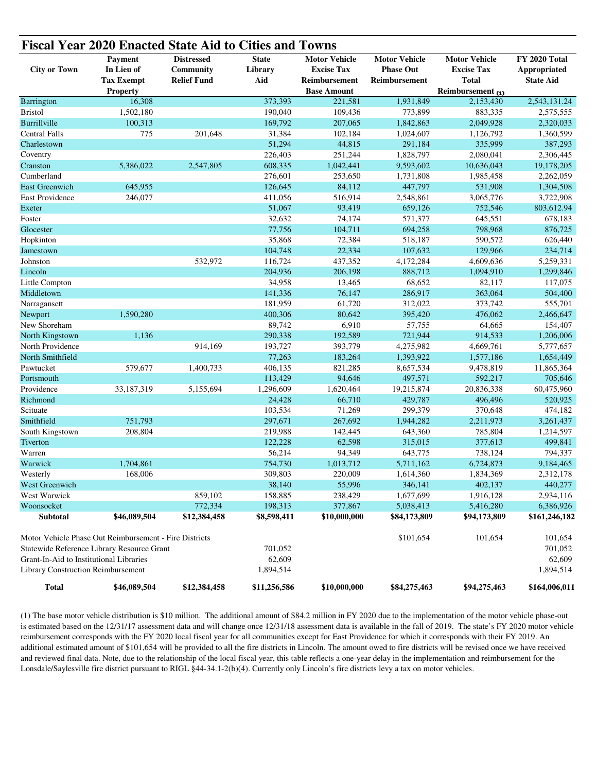# Fiscal Year 2020 Enacted State Aid to Cities and Towns

| City or Town | Payment In Lieu of Tax Exempt Property | Distressed Community Relief Fund | State Library Aid | Motor Vehicle Excise Tax Reimbursement Base Amount | Motor Vehicle Phase Out Reimbursement | Motor Vehicle Excise Tax Total Reimbursement (1) | FY 2020 Total Appropriated State Aid |
|---|---|---|---|---|---|---|---|
| Barrington | 16,308 | | 373,393 | 221,581 | 1,931,849 | 2,153,430 | 2,543,131.24 |
| Bristol | 1,502,180 | | 190,040 | 109,436 | 773,899 | 883,335 | 2,575,555 |
| Burrillville | 100,313 | | 169,792 | 207,065 | 1,842,863 | 2,049,928 | 2,320,033 |
| Central Falls | 775 | 201,648 | 31,384 | 102,184 | 1,024,607 | 1,126,792 | 1,360,599 |
| Charlestown | | | 51,294 | 44,815 | 291,184 | 335,999 | 387,293 |
| Coventry | | | 226,403 | 251,244 | 1,828,797 | 2,080,041 | 2,306,445 |
| Cranston | 5,386,022 | 2,547,805 | 608,335 | 1,042,441 | 9,593,602 | 10,636,043 | 19,178,205 |
| Cumberland | | | 276,601 | 253,650 | 1,731,808 | 1,985,458 | 2,262,059 |
| East Greenwich | 645,955 | | 126,645 | 84,112 | 447,797 | 531,908 | 1,304,508 |
| East Providence | 246,077 | | 411,056 | 516,914 | 2,548,861 | 3,065,776 | 3,722,908 |
| Exeter | | | 51,067 | 93,419 | 659,126 | 752,546 | 803,612.94 |
| Foster | | | 32,632 | 74,174 | 571,377 | 645,551 | 678,183 |
| Glocester | | | 77,756 | 104,711 | 694,258 | 798,968 | 876,725 |
| Hopkinton | | | 35,868 | 72,384 | 518,187 | 590,572 | 626,440 |
| Jamestown | | | 104,748 | 22,334 | 107,632 | 129,966 | 234,714 |
| Johnston | | 532,972 | 116,724 | 437,352 | 4,172,284 | 4,609,636 | 5,259,331 |
| Lincoln | | | 204,936 | 206,198 | 888,712 | 1,094,910 | 1,299,846 |
| Little Compton | | | 34,958 | 13,465 | 68,652 | 82,117 | 117,075 |
| Middletown | | | 141,336 | 76,147 | 286,917 | 363,064 | 504,400 |
| Narragansett | | | 181,959 | 61,720 | 312,022 | 373,742 | 555,701 |
| Newport | 1,590,280 | | 400,306 | 80,642 | 395,420 | 476,062 | 2,466,647 |
| New Shoreham | | | 89,742 | 6,910 | 57,755 | 64,665 | 154,407 |
| North Kingstown | 1,136 | | 290,338 | 192,589 | 721,944 | 914,533 | 1,206,006 |
| North Providence | | 914,169 | 193,727 | 393,779 | 4,275,982 | 4,669,761 | 5,777,657 |
| North Smithfield | | | 77,263 | 183,264 | 1,393,922 | 1,577,186 | 1,654,449 |
| Pawtucket | 579,677 | 1,400,733 | 406,135 | 821,285 | 8,657,534 | 9,478,819 | 11,865,364 |
| Portsmouth | | | 113,429 | 94,646 | 497,571 | 592,217 | 705,646 |
| Providence | 33,187,319 | 5,155,694 | 1,296,609 | 1,620,464 | 19,215,874 | 20,836,338 | 60,475,960 |
| Richmond | | | 24,428 | 66,710 | 429,787 | 496,496 | 520,925 |
| Scituate | | | 103,534 | 71,269 | 299,379 | 370,648 | 474,182 |
| Smithfield | 751,793 | | 297,671 | 267,692 | 1,944,282 | 2,211,973 | 3,261,437 |
| South Kingstown | 208,804 | | 219,988 | 142,445 | 643,360 | 785,804 | 1,214,597 |
| Tiverton | | | 122,228 | 62,598 | 315,015 | 377,613 | 499,841 |
| Warren | | | 56,214 | 94,349 | 643,775 | 738,124 | 794,337 |
| Warwick | 1,704,861 | | 754,730 | 1,013,712 | 5,711,162 | 6,724,873 | 9,184,465 |
| Westerly | 168,006 | | 309,803 | 220,009 | 1,614,360 | 1,834,369 | 2,312,178 |
| West Greenwich | | | 38,140 | 55,996 | 346,141 | 402,137 | 440,277 |
| West Warwick | | 859,102 | 158,885 | 238,429 | 1,677,699 | 1,916,128 | 2,934,116 |
| Woonsocket | | 772,334 | 198,313 | 377,867 | 5,038,413 | 5,416,280 | 6,386,926 |
| **Subtotal** | **$46,089,504** | **$12,384,458** | **$8,598,411** | **$10,000,000** | **$84,173,809** | **$94,173,809** | **$161,246,182** |
| Motor Vehicle Phase Out Reimbursement - Fire Districts | | | | | $101,654 | 101,654 | 101,654 |
| Statewide Reference Library Resource Grant | | | 701,052 | | | | 701,052 |
| Grant-In-Aid to Institutional Libraries | | | 62,609 | | | | 62,609 |
| Library Construction Reimbursement | | | 1,894,514 | | | | 1,894,514 |
| **Total** | **$46,089,504** | **$12,384,458** | **$11,256,586** | **$10,000,000** | **$84,275,463** | **$94,275,463** | **$164,006,011** |

(1) The base motor vehicle distribution is $10 million. The additional amount of $84.2 million in FY 2020 due to the implementation of the motor vehicle phase-out is estimated based on the 12/31/17 assessment data and will change once 12/31/18 assessment data is available in the fall of 2019. The state's FY 2020 motor vehicle reimbursement corresponds with the FY 2020 local fiscal year for all communities except for East Providence for which it corresponds with their FY 2019. An additional estimated amount of $101,654 will be provided to all the fire districts in Lincoln. The amount owed to fire districts will be revised once we have received and reviewed final data. Note, due to the relationship of the local fiscal year, this table reflects a one-year delay in the implementation and reimbursement for the Lonsdale/Saylesville fire district pursuant to RIGL §44-34.1-2(b)(4). Currently only Lincoln's fire districts levy a tax on motor vehicles.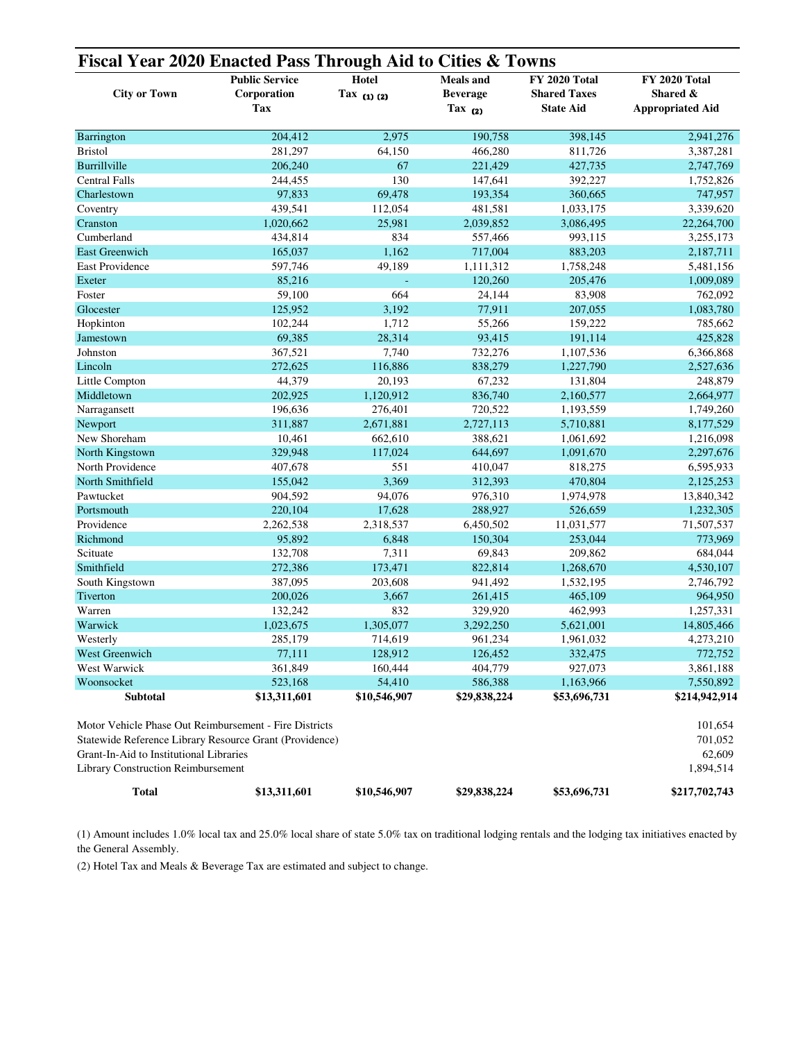# Fiscal Year 2020 Enacted Pass Through Aid to Cities & Towns

| City or Town | Public Service Corporation Tax | Hotel Tax (1) (2) | Meals and Beverage Tax (2) | FY 2020 Total Shared Taxes State Aid | FY 2020 Total Shared & Appropriated Aid |
|---|---|---|---|---|---|
| Barrington | 204,412 | 2,975 | 190,758 | 398,145 | 2,941,276 |
| Bristol | 281,297 | 64,150 | 466,280 | 811,726 | 3,387,281 |
| Burrillville | 206,240 | 67 | 221,429 | 427,735 | 2,747,769 |
| Central Falls | 244,455 | 130 | 147,641 | 392,227 | 1,752,826 |
| Charlestown | 97,833 | 69,478 | 193,354 | 360,665 | 747,957 |
| Coventry | 439,541 | 112,054 | 481,581 | 1,033,175 | 3,339,620 |
| Cranston | 1,020,662 | 25,981 | 2,039,852 | 3,086,495 | 22,264,700 |
| Cumberland | 434,814 | 834 | 557,466 | 993,115 | 3,255,173 |
| East Greenwich | 165,037 | 1,162 | 717,004 | 883,203 | 2,187,711 |
| East Providence | 597,746 | 49,189 | 1,111,312 | 1,758,248 | 5,481,156 |
| Exeter | 85,216 | - | 120,260 | 205,476 | 1,009,089 |
| Foster | 59,100 | 664 | 24,144 | 83,908 | 762,092 |
| Glocester | 125,952 | 3,192 | 77,911 | 207,055 | 1,083,780 |
| Hopkinton | 102,244 | 1,712 | 55,266 | 159,222 | 785,662 |
| Jamestown | 69,385 | 28,314 | 93,415 | 191,114 | 425,828 |
| Johnston | 367,521 | 7,740 | 732,276 | 1,107,536 | 6,366,868 |
| Lincoln | 272,625 | 116,886 | 838,279 | 1,227,790 | 2,527,636 |
| Little Compton | 44,379 | 20,193 | 67,232 | 131,804 | 248,879 |
| Middletown | 202,925 | 1,120,912 | 836,740 | 2,160,577 | 2,664,977 |
| Narragansett | 196,636 | 276,401 | 720,522 | 1,193,559 | 1,749,260 |
| Newport | 311,887 | 2,671,881 | 2,727,113 | 5,710,881 | 8,177,529 |
| New Shoreham | 10,461 | 662,610 | 388,621 | 1,061,692 | 1,216,098 |
| North Kingstown | 329,948 | 117,024 | 644,697 | 1,091,670 | 2,297,676 |
| North Providence | 407,678 | 551 | 410,047 | 818,275 | 6,595,933 |
| North Smithfield | 155,042 | 3,369 | 312,393 | 470,804 | 2,125,253 |
| Pawtucket | 904,592 | 94,076 | 976,310 | 1,974,978 | 13,840,342 |
| Portsmouth | 220,104 | 17,628 | 288,927 | 526,659 | 1,232,305 |
| Providence | 2,262,538 | 2,318,537 | 6,450,502 | 11,031,577 | 71,507,537 |
| Richmond | 95,892 | 6,848 | 150,304 | 253,044 | 773,969 |
| Scituate | 132,708 | 7,311 | 69,843 | 209,862 | 684,044 |
| Smithfield | 272,386 | 173,471 | 822,814 | 1,268,670 | 4,530,107 |
| South Kingstown | 387,095 | 203,608 | 941,492 | 1,532,195 | 2,746,792 |
| Tiverton | 200,026 | 3,667 | 261,415 | 465,109 | 964,950 |
| Warren | 132,242 | 832 | 329,920 | 462,993 | 1,257,331 |
| Warwick | 1,023,675 | 1,305,077 | 3,292,250 | 5,621,001 | 14,805,466 |
| Westerly | 285,179 | 714,619 | 961,234 | 1,961,032 | 4,273,210 |
| West Greenwich | 77,111 | 128,912 | 126,452 | 332,475 | 772,752 |
| West Warwick | 361,849 | 160,444 | 404,779 | 927,073 | 3,861,188 |
| Woonsocket | 523,168 | 54,410 | 586,388 | 1,163,966 | 7,550,892 |
| **Subtotal** | **$13,311,601** | **$10,546,907** | **$29,838,224** | **$53,696,731** | **$214,942,914** |
| Motor Vehicle Phase Out Reimbursement - Fire Districts | | | | | 101,654 |
| Statewide Reference Library Resource Grant (Providence) | | | | | 701,052 |
| Grant-In-Aid to Institutional Libraries | | | | | 62,609 |
| Library Construction Reimbursement | | | | | 1,894,514 |
| **Total** | **$13,311,601** | **$10,546,907** | **$29,838,224** | **$53,696,731** | **$217,702,743** |

(1) Amount includes 1.0% local tax and 25.0% local share of state 5.0% tax on traditional lodging rentals and the lodging tax initiatives enacted by the General Assembly.

(2) Hotel Tax and Meals & Beverage Tax are estimated and subject to change.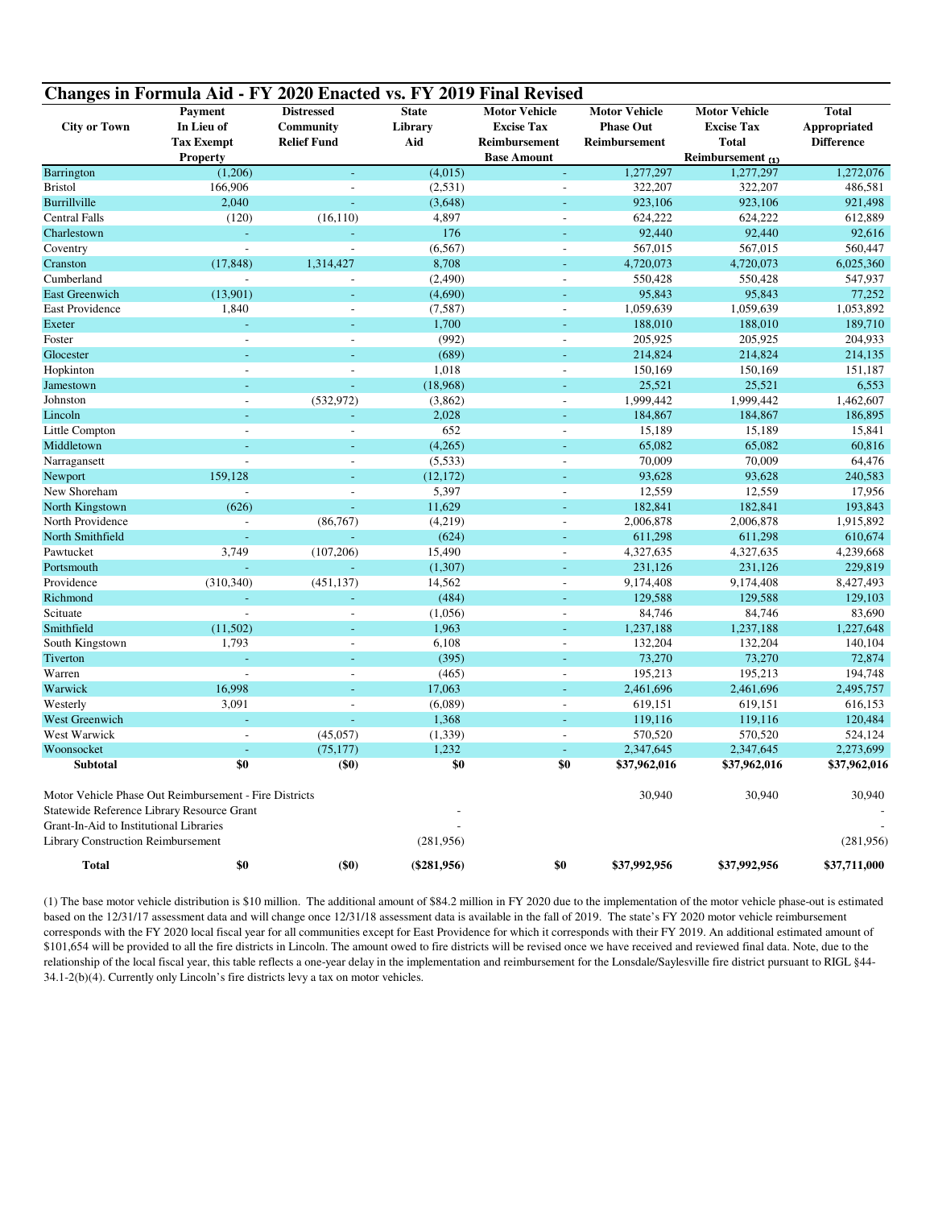## Changes in Formula Aid - FY 2020 Enacted vs. FY 2019 Final Revised

| City or Town | Payment In Lieu of Tax Exempt Property | Distressed Community Relief Fund | State Library Aid | Motor Vehicle Excise Tax Reimbursement Base Amount | Motor Vehicle Phase Out Reimbursement | Motor Vehicle Excise Tax Total Reimbursement (1) | Total Appropriated Difference |
|---|---|---|---|---|---|---|---|
| Barrington | (1,206) | - | (4,015) | - | 1,277,297 | 1,277,297 | 1,272,076 |
| Bristol | 166,906 | - | (2,531) | - | 322,207 | 322,207 | 486,581 |
| Burrillville | 2,040 | - | (3,648) | - | 923,106 | 923,106 | 921,498 |
| Central Falls | (120) | (16,110) | 4,897 | - | 624,222 | 624,222 | 612,889 |
| Charlestown | - | - | 176 | - | 92,440 | 92,440 | 92,616 |
| Coventry | - | - | (6,567) | - | 567,015 | 567,015 | 560,447 |
| Cranston | (17,848) | 1,314,427 | 8,708 | - | 4,720,073 | 4,720,073 | 6,025,360 |
| Cumberland | - | - | (2,490) | - | 550,428 | 550,428 | 547,937 |
| East Greenwich | (13,901) | - | (4,690) | - | 95,843 | 95,843 | 77,252 |
| East Providence | 1,840 | - | (7,587) | - | 1,059,639 | 1,059,639 | 1,053,892 |
| Exeter | - | - | 1,700 | - | 188,010 | 188,010 | 189,710 |
| Foster | - | - | (992) | - | 205,925 | 205,925 | 204,933 |
| Glocester | - | - | (689) | - | 214,824 | 214,824 | 214,135 |
| Hopkinton | - | - | 1,018 | - | 150,169 | 150,169 | 151,187 |
| Jamestown | - | - | (18,968) | - | 25,521 | 25,521 | 6,553 |
| Johnston | - | (532,972) | (3,862) | - | 1,999,442 | 1,999,442 | 1,462,607 |
| Lincoln | - | - | 2,028 | - | 184,867 | 184,867 | 186,895 |
| Little Compton | - | - | 652 | - | 15,189 | 15,189 | 15,841 |
| Middletown | - | - | (4,265) | - | 65,082 | 65,082 | 60,816 |
| Narragansett | - | - | (5,533) | - | 70,009 | 70,009 | 64,476 |
| Newport | 159,128 | - | (12,172) | - | 93,628 | 93,628 | 240,583 |
| New Shoreham | - | - | 5,397 | - | 12,559 | 12,559 | 17,956 |
| North Kingstown | (626) | - | 11,629 | - | 182,841 | 182,841 | 193,843 |
| North Providence | - | (86,767) | (4,219) | - | 2,006,878 | 2,006,878 | 1,915,892 |
| North Smithfield | - | - | (624) | - | 611,298 | 611,298 | 610,674 |
| Pawtucket | 3,749 | (107,206) | 15,490 | - | 4,327,635 | 4,327,635 | 4,239,668 |
| Portsmouth | - | - | (1,307) | - | 231,126 | 231,126 | 229,819 |
| Providence | (310,340) | (451,137) | 14,562 | - | 9,174,408 | 9,174,408 | 8,427,493 |
| Richmond | - | - | (484) | - | 129,588 | 129,588 | 129,103 |
| Scituate | - | - | (1,056) | - | 84,746 | 84,746 | 83,690 |
| Smithfield | (11,502) | - | 1,963 | - | 1,237,188 | 1,237,188 | 1,227,648 |
| South Kingstown | 1,793 | - | 6,108 | - | 132,204 | 132,204 | 140,104 |
| Tiverton | - | - | (395) | - | 73,270 | 73,270 | 72,874 |
| Warren | - | - | (465) | - | 195,213 | 195,213 | 194,748 |
| Warwick | 16,998 | - | 17,063 | - | 2,461,696 | 2,461,696 | 2,495,757 |
| Westerly | 3,091 | - | (6,089) | - | 619,151 | 619,151 | 616,153 |
| West Greenwich | - | - | 1,368 | - | 119,116 | 119,116 | 120,484 |
| West Warwick | - | (45,057) | (1,339) | - | 570,520 | 570,520 | 524,124 |
| Woonsocket | - | (75,177) | 1,232 | - | 2,347,645 | 2,347,645 | 2,273,699 |
| **Subtotal** | **$0** | **($0)** | **$0** | **$0** | **$37,962,016** | **$37,962,016** | **$37,962,016** |
| Motor Vehicle Phase Out Reimbursement - Fire Districts | | | | | 30,940 | 30,940 | 30,940 |
| Statewide Reference Library Resource Grant | | | - | | | | - |
| Grant-In-Aid to Institutional Libraries | | | - | | | | - |
| Library Construction Reimbursement | | | (281,956) | | | | (281,956) |
| **Total** | **$0** | **($0)** | **($281,956)** | **$0** | **$37,992,956** | **$37,992,956** | **$37,711,000** |

(1) The base motor vehicle distribution is $10 million. The additional amount of $84.2 million in FY 2020 due to the implementation of the motor vehicle phase-out is estimated based on the 12/31/17 assessment data and will change once 12/31/18 assessment data is available in the fall of 2019. The state's FY 2020 motor vehicle reimbursement corresponds with the FY 2020 local fiscal year for all communities except for East Providence for which it corresponds with their FY 2019. An additional estimated amount of $101,654 will be provided to all the fire districts in Lincoln. The amount owed to fire districts will be revised once we have received and reviewed final data. Note, due to the relationship of the local fiscal year, this table reflects a one-year delay in the implementation and reimbursement for the Lonsdale/Saylesville fire district pursuant to RIGL §44-34.1-2(b)(4). Currently only Lincoln's fire districts levy a tax on motor vehicles.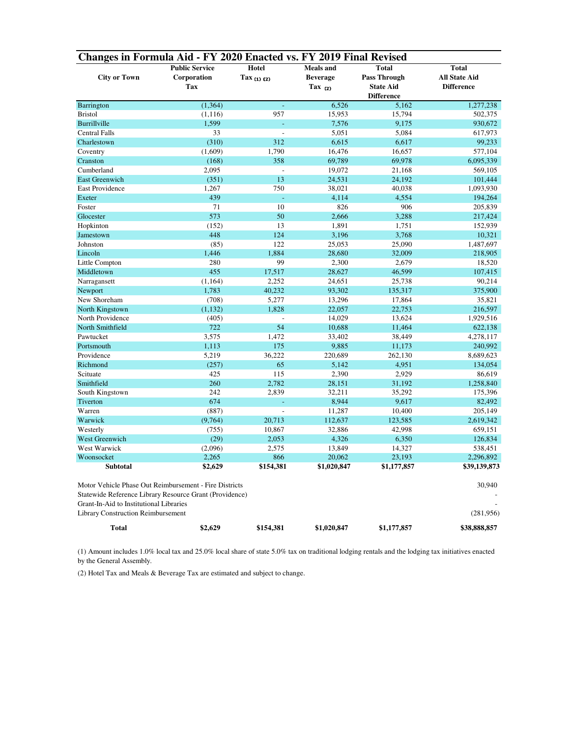## Changes in Formula Aid - FY 2020 Enacted vs. FY 2019 Final Revised

| City or Town | Public Service Corporation Tax | Hotel Tax (1) (2) | Meals and Beverage Tax (2) | Total Pass Through State Aid Difference | Total All State Aid Difference |
|---|---|---|---|---|---|
| Barrington | (1,364) | - | 6,526 | 5,162 | 1,277,238 |
| Bristol | (1,116) | 957 | 15,953 | 15,794 | 502,375 |
| Burrillville | 1,599 | - | 7,576 | 9,175 | 930,672 |
| Central Falls | 33 | - | 5,051 | 5,084 | 617,973 |
| Charlestown | (310) | 312 | 6,615 | 6,617 | 99,233 |
| Coventry | (1,609) | 1,790 | 16,476 | 16,657 | 577,104 |
| Cranston | (168) | 358 | 69,789 | 69,978 | 6,095,339 |
| Cumberland | 2,095 | - | 19,072 | 21,168 | 569,105 |
| East Greenwich | (351) | 13 | 24,531 | 24,192 | 101,444 |
| East Providence | 1,267 | 750 | 38,021 | 40,038 | 1,093,930 |
| Exeter | 439 | - | 4,114 | 4,554 | 194,264 |
| Foster | 71 | 10 | 826 | 906 | 205,839 |
| Glocester | 573 | 50 | 2,666 | 3,288 | 217,424 |
| Hopkinton | (152) | 13 | 1,891 | 1,751 | 152,939 |
| Jamestown | 448 | 124 | 3,196 | 3,768 | 10,321 |
| Johnston | (85) | 122 | 25,053 | 25,090 | 1,487,697 |
| Lincoln | 1,446 | 1,884 | 28,680 | 32,009 | 218,905 |
| Little Compton | 280 | 99 | 2,300 | 2,679 | 18,520 |
| Middletown | 455 | 17,517 | 28,627 | 46,599 | 107,415 |
| Narragansett | (1,164) | 2,252 | 24,651 | 25,738 | 90,214 |
| Newport | 1,783 | 40,232 | 93,302 | 135,317 | 375,900 |
| New Shoreham | (708) | 5,277 | 13,296 | 17,864 | 35,821 |
| North Kingstown | (1,132) | 1,828 | 22,057 | 22,753 | 216,597 |
| North Providence | (405) | - | 14,029 | 13,624 | 1,929,516 |
| North Smithfield | 722 | 54 | 10,688 | 11,464 | 622,138 |
| Pawtucket | 3,575 | 1,472 | 33,402 | 38,449 | 4,278,117 |
| Portsmouth | 1,113 | 175 | 9,885 | 11,173 | 240,992 |
| Providence | 5,219 | 36,222 | 220,689 | 262,130 | 8,689,623 |
| Richmond | (257) | 65 | 5,142 | 4,951 | 134,054 |
| Scituate | 425 | 115 | 2,390 | 2,929 | 86,619 |
| Smithfield | 260 | 2,782 | 28,151 | 31,192 | 1,258,840 |
| South Kingstown | 242 | 2,839 | 32,211 | 35,292 | 175,396 |
| Tiverton | 674 | - | 8,944 | 9,617 | 82,492 |
| Warren | (887) | - | 11,287 | 10,400 | 205,149 |
| Warwick | (9,764) | 20,713 | 112,637 | 123,585 | 2,619,342 |
| Westerly | (755) | 10,867 | 32,886 | 42,998 | 659,151 |
| West Greenwich | (29) | 2,053 | 4,326 | 6,350 | 126,834 |
| West Warwick | (2,096) | 2,575 | 13,849 | 14,327 | 538,451 |
| Woonsocket | 2,265 | 866 | 20,062 | 23,193 | 2,296,892 |
| **Subtotal** | **$2,629** | **$154,381** | **$1,020,847** | **$1,177,857** | **$39,139,873** |
| Motor Vehicle Phase Out Reimbursement - Fire Districts | | | | | 30,940 |
| Statewide Reference Library Resource Grant (Providence) | | | | | - |
| Grant-In-Aid to Institutional Libraries | | | | | - |
| Library Construction Reimbursement | | | | | (281,956) |
| **Total** | **$2,629** | **$154,381** | **$1,020,847** | **$1,177,857** | **$38,888,857** |

(1) Amount includes 1.0% local tax and 25.0% local share of state 5.0% tax on traditional lodging rentals and the lodging tax initiatives enacted by the General Assembly.

(2) Hotel Tax and Meals & Beverage Tax are estimated and subject to change.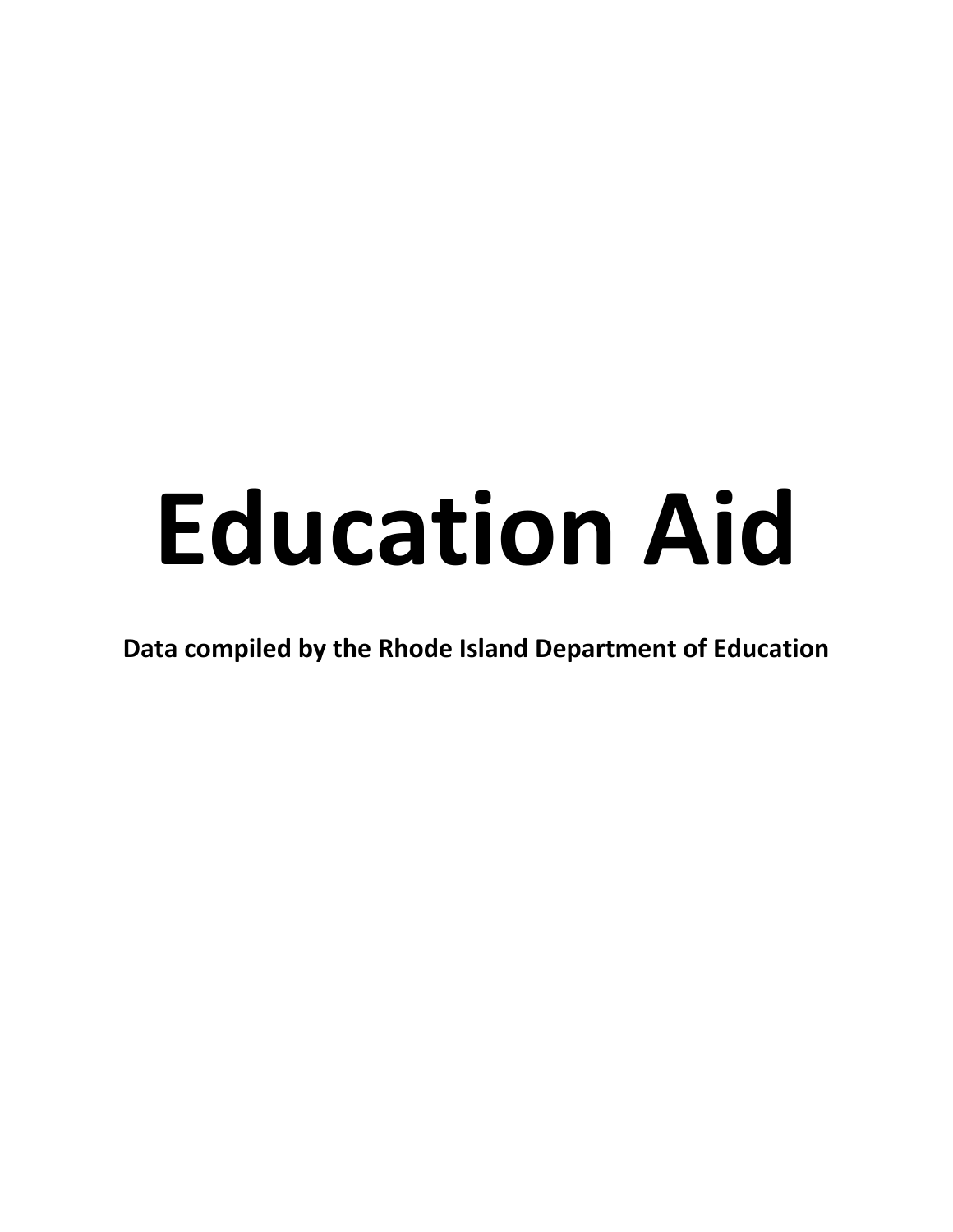# Education Aid

**Data compiled by the Rhode Island Department of Education**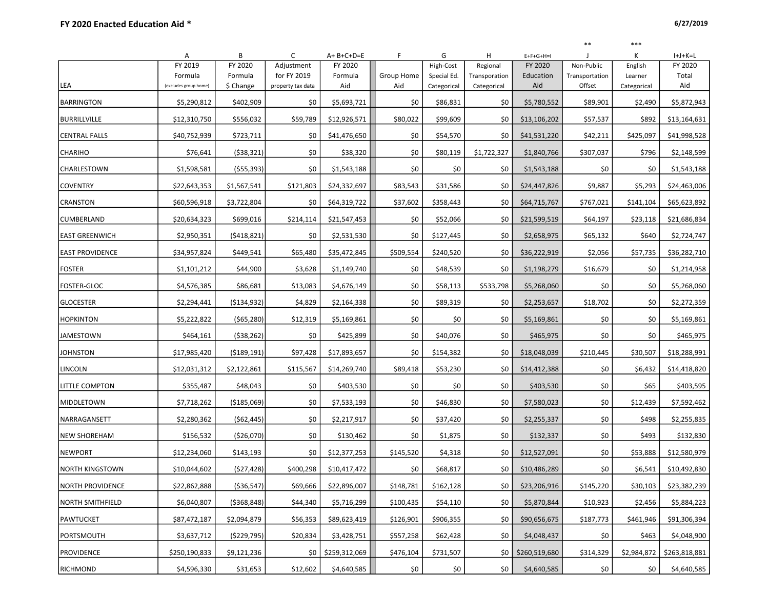**FY 2020 Enacted Education Aid ***

6/27/2019

| | A | B | C | A+ B+C+D=E | F | G | H | E+F+G+H=I | ** J | *** K | I+J+K=L |
|---|---|---|---|---|---|---|---|---|---|---|---|
| LEA | FY 2019 Formula (excludes group home) | FY 2020 Formula $ Change | Adjustment for FY 2019 property tax data | FY 2020 Formula Aid | Group Home Aid | High-Cost Special Ed. Categorical | Regional Transporation Categorical | FY 2020 Education Aid | Non-Public Transportation Offset | English Learner Categorical | FY 2020 Total Aid |
| BARRINGTON | $5,290,812 | $402,909 | $0 | $5,693,721 | $0 | $86,831 | $0 | $5,780,552 | $89,901 | $2,490 | $5,872,943 |
| BURRILLVILLE | $12,310,750 | $556,032 | $59,789 | $12,926,571 | $80,022 | $99,609 | $0 | $13,106,202 | $57,537 | $892 | $13,164,631 |
| CENTRAL FALLS | $40,752,939 | $723,711 | $0 | $41,476,650 | $0 | $54,570 | $0 | $41,531,220 | $42,211 | $425,097 | $41,998,528 |
| CHARIHO | $76,641 | ($38,321) | $0 | $38,320 | $0 | $80,119 | $1,722,327 | $1,840,766 | $307,037 | $796 | $2,148,599 |
| CHARLESTOWN | $1,598,581 | ($55,393) | $0 | $1,543,188 | $0 | $0 | $0 | $1,543,188 | $0 | $0 | $1,543,188 |
| COVENTRY | $22,643,353 | $1,567,541 | $121,803 | $24,332,697 | $83,543 | $31,586 | $0 | $24,447,826 | $9,887 | $5,293 | $24,463,006 |
| CRANSTON | $60,596,918 | $3,722,804 | $0 | $64,319,722 | $37,602 | $358,443 | $0 | $64,715,767 | $767,021 | $141,104 | $65,623,892 |
| CUMBERLAND | $20,634,323 | $699,016 | $214,114 | $21,547,453 | $0 | $52,066 | $0 | $21,599,519 | $64,197 | $23,118 | $21,686,834 |
| EAST GREENWICH | $2,950,351 | ($418,821) | $0 | $2,531,530 | $0 | $127,445 | $0 | $2,658,975 | $65,132 | $640 | $2,724,747 |
| EAST PROVIDENCE | $34,957,824 | $449,541 | $65,480 | $35,472,845 | $509,554 | $240,520 | $0 | $36,222,919 | $2,056 | $57,735 | $36,282,710 |
| FOSTER | $1,101,212 | $44,900 | $3,628 | $1,149,740 | $0 | $48,539 | $0 | $1,198,279 | $16,679 | $0 | $1,214,958 |
| FOSTER-GLOC | $4,576,385 | $86,681 | $13,083 | $4,676,149 | $0 | $58,113 | $533,798 | $5,268,060 | $0 | $0 | $5,268,060 |
| GLOCESTER | $2,294,441 | ($134,932) | $4,829 | $2,164,338 | $0 | $89,319 | $0 | $2,253,657 | $18,702 | $0 | $2,272,359 |
| HOPKINTON | $5,222,822 | ($65,280) | $12,319 | $5,169,861 | $0 | $0 | $0 | $5,169,861 | $0 | $0 | $5,169,861 |
| JAMESTOWN | $464,161 | ($38,262) | $0 | $425,899 | $0 | $40,076 | $0 | $465,975 | $0 | $0 | $465,975 |
| JOHNSTON | $17,985,420 | ($189,191) | $97,428 | $17,893,657 | $0 | $154,382 | $0 | $18,048,039 | $210,445 | $30,507 | $18,288,991 |
| LINCOLN | $12,031,312 | $2,122,861 | $115,567 | $14,269,740 | $89,418 | $53,230 | $0 | $14,412,388 | $0 | $6,432 | $14,418,820 |
| LITTLE COMPTON | $355,487 | $48,043 | $0 | $403,530 | $0 | $0 | $0 | $403,530 | $0 | $65 | $403,595 |
| MIDDLETOWN | $7,718,262 | ($185,069) | $0 | $7,533,193 | $0 | $46,830 | $0 | $7,580,023 | $0 | $12,439 | $7,592,462 |
| NARRAGANSETT | $2,280,362 | ($62,445) | $0 | $2,217,917 | $0 | $37,420 | $0 | $2,255,337 | $0 | $498 | $2,255,835 |
| NEW SHOREHAM | $156,532 | ($26,070) | $0 | $130,462 | $0 | $1,875 | $0 | $132,337 | $0 | $493 | $132,830 |
| NEWPORT | $12,234,060 | $143,193 | $0 | $12,377,253 | $145,520 | $4,318 | $0 | $12,527,091 | $0 | $53,888 | $12,580,979 |
| NORTH KINGSTOWN | $10,044,602 | ($27,428) | $400,298 | $10,417,472 | $0 | $68,817 | $0 | $10,486,289 | $0 | $6,541 | $10,492,830 |
| NORTH PROVIDENCE | $22,862,888 | ($36,547) | $69,666 | $22,896,007 | $148,781 | $162,128 | $0 | $23,206,916 | $145,220 | $30,103 | $23,382,239 |
| NORTH SMITHFIELD | $6,040,807 | ($368,848) | $44,340 | $5,716,299 | $100,435 | $54,110 | $0 | $5,870,844 | $10,923 | $2,456 | $5,884,223 |
| PAWTUCKET | $87,472,187 | $2,094,879 | $56,353 | $89,623,419 | $126,901 | $906,355 | $0 | $90,656,675 | $187,773 | $461,946 | $91,306,394 |
| PORTSMOUTH | $3,637,712 | ($229,795) | $20,834 | $3,428,751 | $557,258 | $62,428 | $0 | $4,048,437 | $0 | $463 | $4,048,900 |
| PROVIDENCE | $250,190,833 | $9,121,236 | $0 | $259,312,069 | $476,104 | $731,507 | $0 | $260,519,680 | $314,329 | $2,984,872 | $263,818,881 |
| RICHMOND | $4,596,330 | $31,653 | $12,602 | $4,640,585 | $0 | $0 | $0 | $4,640,585 | $0 | $0 | $4,640,585 |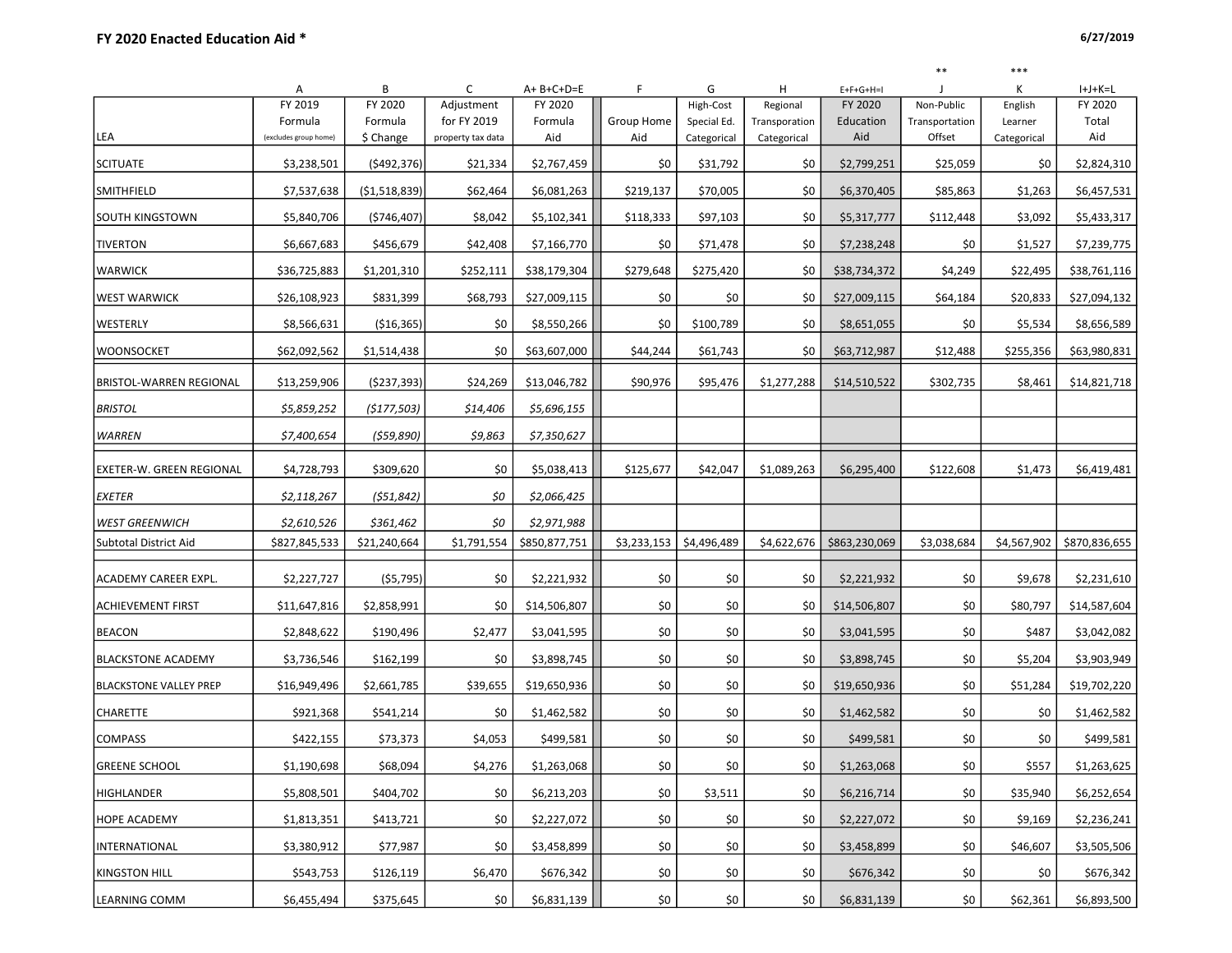# FY 2020 Enacted Education Aid *

6/27/2019

| LEA | A<br>FY 2019 Formula (excludes group home) | B<br>FY 2020 Formula $ Change | C<br>Adjustment for FY 2019 property tax data | A+ B+C+D=E<br>FY 2020 Formula Aid | F<br>Group Home Aid | G<br>High-Cost Special Ed. Categorical | H<br>Regional Transporation Categorical | E+F+G+H=I<br>FY 2020 Education Aid | ** J<br>Non-Public Transportation Offset | *** K<br>English Learner Categorical | I+J+K=L<br>FY 2020 Total Aid |
|---|---|---|---|---|---|---|---|---|---|---|---|
| SCITUATE | $3,238,501 | ($492,376) | $21,334 | $2,767,459 | $0 | $31,792 | $0 | $2,799,251 | $25,059 | $0 | $2,824,310 |
| SMITHFIELD | $7,537,638 | ($1,518,839) | $62,464 | $6,081,263 | $219,137 | $70,005 | $0 | $6,370,405 | $85,863 | $1,263 | $6,457,531 |
| SOUTH KINGSTOWN | $5,840,706 | ($746,407) | $8,042 | $5,102,341 | $118,333 | $97,103 | $0 | $5,317,777 | $112,448 | $3,092 | $5,433,317 |
| TIVERTON | $6,667,683 | $456,679 | $42,408 | $7,166,770 | $0 | $71,478 | $0 | $7,238,248 | $0 | $1,527 | $7,239,775 |
| WARWICK | $36,725,883 | $1,201,310 | $252,111 | $38,179,304 | $279,648 | $275,420 | $0 | $38,734,372 | $4,249 | $22,495 | $38,761,116 |
| WEST WARWICK | $26,108,923 | $831,399 | $68,793 | $27,009,115 | $0 | $0 | $0 | $27,009,115 | $64,184 | $20,833 | $27,094,132 |
| WESTERLY | $8,566,631 | ($16,365) | $0 | $8,550,266 | $0 | $100,789 | $0 | $8,651,055 | $0 | $5,534 | $8,656,589 |
| WOONSOCKET | $62,092,562 | $1,514,438 | $0 | $63,607,000 | $44,244 | $61,743 | $0 | $63,712,987 | $12,488 | $255,356 | $63,980,831 |
| BRISTOL-WARREN REGIONAL | $13,259,906 | ($237,393) | $24,269 | $13,046,782 | $90,976 | $95,476 | $1,277,288 | $14,510,522 | $302,735 | $8,461 | $14,821,718 |
| *BRISTOL* | *$5,859,252* | *($177,503)* | *$14,406* | *$5,696,155* | | | | | | | |
| *WARREN* | *$7,400,654* | *($59,890)* | *$9,863* | *$7,350,627* | | | | | | | |
| EXETER-W. GREEN REGIONAL | $4,728,793 | $309,620 | $0 | $5,038,413 | $125,677 | $42,047 | $1,089,263 | $6,295,400 | $122,608 | $1,473 | $6,419,481 |
| *EXETER* | *$2,118,267* | *($51,842)* | *$0* | *$2,066,425* | | | | | | | |
| *WEST GREENWICH* | *$2,610,526* | *$361,462* | *$0* | *$2,971,988* | | | | | | | |
| Subtotal District Aid | $827,845,533 | $21,240,664 | $1,791,554 | $850,877,751 | $3,233,153 | $4,496,489 | $4,622,676 | $863,230,069 | $3,038,684 | $4,567,902 | $870,836,655 |
| ACADEMY CAREER EXPL. | $2,227,727 | ($5,795) | $0 | $2,221,932 | $0 | $0 | $0 | $2,221,932 | $0 | $9,678 | $2,231,610 |
| ACHIEVEMENT FIRST | $11,647,816 | $2,858,991 | $0 | $14,506,807 | $0 | $0 | $0 | $14,506,807 | $0 | $80,797 | $14,587,604 |
| BEACON | $2,848,622 | $190,496 | $2,477 | $3,041,595 | $0 | $0 | $0 | $3,041,595 | $0 | $487 | $3,042,082 |
| BLACKSTONE ACADEMY | $3,736,546 | $162,199 | $0 | $3,898,745 | $0 | $0 | $0 | $3,898,745 | $0 | $5,204 | $3,903,949 |
| BLACKSTONE VALLEY PREP | $16,949,496 | $2,661,785 | $39,655 | $19,650,936 | $0 | $0 | $0 | $19,650,936 | $0 | $51,284 | $19,702,220 |
| CHARETTE | $921,368 | $541,214 | $0 | $1,462,582 | $0 | $0 | $0 | $1,462,582 | $0 | $0 | $1,462,582 |
| COMPASS | $422,155 | $73,373 | $4,053 | $499,581 | $0 | $0 | $0 | $499,581 | $0 | $0 | $499,581 |
| GREENE SCHOOL | $1,190,698 | $68,094 | $4,276 | $1,263,068 | $0 | $0 | $0 | $1,263,068 | $0 | $557 | $1,263,625 |
| HIGHLANDER | $5,808,501 | $404,702 | $0 | $6,213,203 | $0 | $3,511 | $0 | $6,216,714 | $0 | $35,940 | $6,252,654 |
| HOPE ACADEMY | $1,813,351 | $413,721 | $0 | $2,227,072 | $0 | $0 | $0 | $2,227,072 | $0 | $9,169 | $2,236,241 |
| INTERNATIONAL | $3,380,912 | $77,987 | $0 | $3,458,899 | $0 | $0 | $0 | $3,458,899 | $0 | $46,607 | $3,505,506 |
| KINGSTON HILL | $543,753 | $126,119 | $6,470 | $676,342 | $0 | $0 | $0 | $676,342 | $0 | $0 | $676,342 |
| LEARNING COMM | $6,455,494 | $375,645 | $0 | $6,831,139 | $0 | $0 | $0 | $6,831,139 | $0 | $62,361 | $6,893,500 |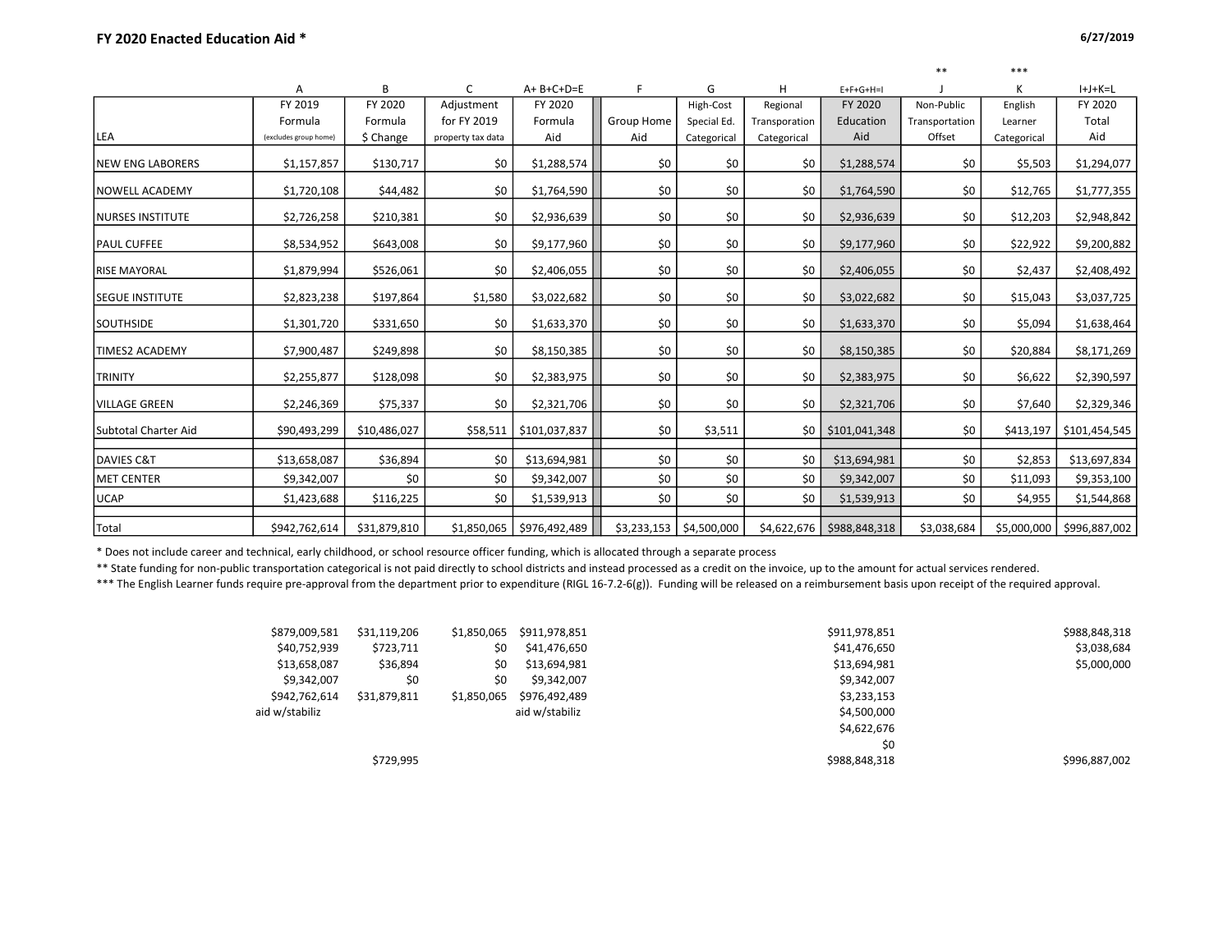**FY 2020 Enacted Education Aid ***

6/27/2019

| LEA | A<br>FY 2019 Formula (excludes group home) | B<br>FY 2020 Formula $ Change | C<br>Adjustment for FY 2019 property tax data | A+ B+C+D=E<br>FY 2020 Formula Aid | F<br>Group Home Aid | G<br>High-Cost Special Ed. Categorical | H<br>Regional Transporation Categorical | E+F+G+H=I<br>FY 2020 Education Aid | **<br>J<br>Non-Public Transportation Offset | ***<br>K<br>English Learner Categorical | I+J+K=L<br>FY 2020 Total Aid |
|---|---|---|---|---|---|---|---|---|---|---|---|
| NEW ENG LABORERS | $1,157,857 | $130,717 | $0 | $1,288,574 | $0 | $0 | $0 | $1,288,574 | $0 | $5,503 | $1,294,077 |
| NOWELL ACADEMY | $1,720,108 | $44,482 | $0 | $1,764,590 | $0 | $0 | $0 | $1,764,590 | $0 | $12,765 | $1,777,355 |
| NURSES INSTITUTE | $2,726,258 | $210,381 | $0 | $2,936,639 | $0 | $0 | $0 | $2,936,639 | $0 | $12,203 | $2,948,842 |
| PAUL CUFFEE | $8,534,952 | $643,008 | $0 | $9,177,960 | $0 | $0 | $0 | $9,177,960 | $0 | $22,922 | $9,200,882 |
| RISE MAYORAL | $1,879,994 | $526,061 | $0 | $2,406,055 | $0 | $0 | $0 | $2,406,055 | $0 | $2,437 | $2,408,492 |
| SEGUE INSTITUTE | $2,823,238 | $197,864 | $1,580 | $3,022,682 | $0 | $0 | $0 | $3,022,682 | $0 | $15,043 | $3,037,725 |
| SOUTHSIDE | $1,301,720 | $331,650 | $0 | $1,633,370 | $0 | $0 | $0 | $1,633,370 | $0 | $5,094 | $1,638,464 |
| TIMES2 ACADEMY | $7,900,487 | $249,898 | $0 | $8,150,385 | $0 | $0 | $0 | $8,150,385 | $0 | $20,884 | $8,171,269 |
| TRINITY | $2,255,877 | $128,098 | $0 | $2,383,975 | $0 | $0 | $0 | $2,383,975 | $0 | $6,622 | $2,390,597 |
| VILLAGE GREEN | $2,246,369 | $75,337 | $0 | $2,321,706 | $0 | $0 | $0 | $2,321,706 | $0 | $7,640 | $2,329,346 |
| Subtotal Charter Aid | $90,493,299 | $10,486,027 | $58,511 | $101,037,837 | $0 | $3,511 | $0 | $101,041,348 | $0 | $413,197 | $101,454,545 |
| DAVIES C&T | $13,658,087 | $36,894 | $0 | $13,694,981 | $0 | $0 | $0 | $13,694,981 | $0 | $2,853 | $13,697,834 |
| MET CENTER | $9,342,007 | $0 | $0 | $9,342,007 | $0 | $0 | $0 | $9,342,007 | $0 | $11,093 | $9,353,100 |
| UCAP | $1,423,688 | $116,225 | $0 | $1,539,913 | $0 | $0 | $0 | $1,539,913 | $0 | $4,955 | $1,544,868 |
| Total | $942,762,614 | $31,879,810 | $1,850,065 | $976,492,489 | $3,233,153 | $4,500,000 | $4,622,676 | $988,848,318 | $3,038,684 | $5,000,000 | $996,887,002 |

\* Does not include career and technical, early childhood, or school resource officer funding, which is allocated through a separate process

\*\* State funding for non-public transportation categorical is not paid directly to school districts and instead processed as a credit on the invoice, up to the amount for actual services rendered.

\*\*\* The English Learner funds require pre-approval from the department prior to expenditure (RIGL 16-7.2-6(g)). Funding will be released on a reimbursement basis upon receipt of the required approval.

| | | | | | |
|---|---|---|---|---|---|
| $879,009,581 | $31,119,206 | $1,850,065 | $911,978,851 | $911,978,851 | $988,848,318 |
| $40,752,939 | $723,711 | $0 | $41,476,650 | $41,476,650 | $3,038,684 |
| $13,658,087 | $36,894 | $0 | $13,694,981 | $13,694,981 | $5,000,000 |
| $9,342,007 | $0 | $0 | $9,342,007 | $9,342,007 | |
| $942,762,614 | $31,879,811 | $1,850,065 | $976,492,489 | $3,233,153 | |
| aid w/stabiliz | | | aid w/stabiliz | $4,500,000 | |
| | | | | $4,622,676 | |
| | | | | $0 | |
| | $729,995 | | | $988,848,318 | $996,887,002 |